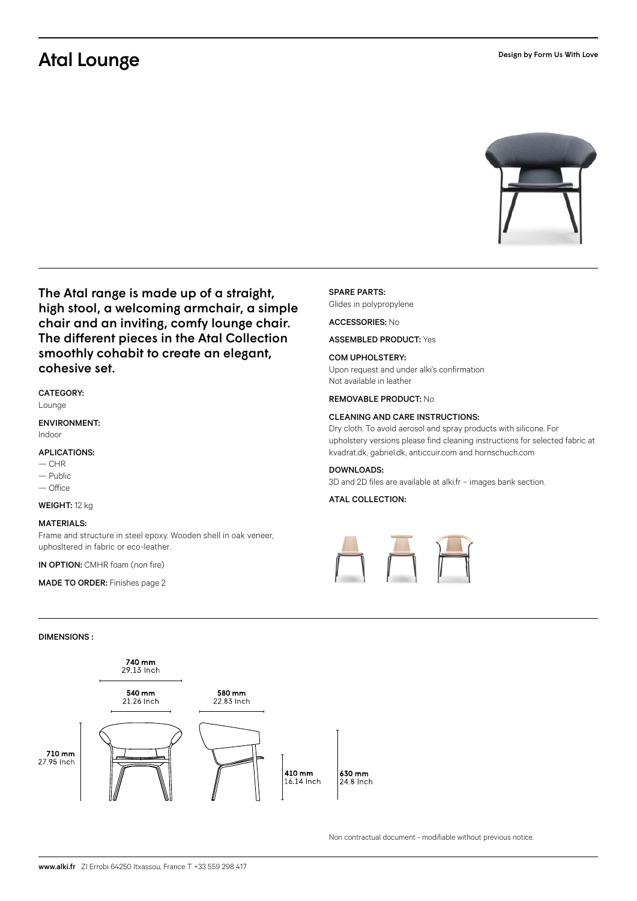# Atal Lounge

Design by Form Us With Love

**The Atal range is made up of a straight, high stool, a welcoming armchair, a simple chair and an inviting, comfy lounge chair. The different pieces in the Atal Collection smoothly cohabit to create an elegant, cohesive set.**

**CATEGORY:**
Lounge

**ENVIRONMENT:**
Indoor

**APLICATIONS:**
— CHR
— Public
— Office

**WEIGHT:** 12 kg

**MATERIALS:**
Frame and structure in steel epoxy. Wooden shell in oak veneer, uphosltered in fabric or eco-leather.

**IN OPTION:** CMHR foam (non fire)

**MADE TO ORDER:** Finishes page 2

**SPARE PARTS:**
Glides in polypropylene

**ACCESSORIES:** No

**ASSEMBLED PRODUCT:** Yes

**COM UPHOLSTERY:**
Upon request and under alki's confirmation
Not available in leather

**REMOVABLE PRODUCT:** No

**CLEANING AND CARE INSTRUCTIONS:**
Dry cloth. To avoid aerosol and spray products with silicone. For upholstery versions please find cleaning instructions for selected fabric at kvadrat.dk, gabriel.dk, anticcuir.com and hornschuch.com

**DOWNLOADS:**
3D and 2D files are available at alki.fr – images bank section.

**ATAL COLLECTION:**

**DIMENSIONS :**

740 mm
29.13 Inch

540 mm
21.26 Inch

580 mm
22.83 Inch

710 mm
27.95 Inch

410 mm
16.14 Inch

630 mm
24.8 Inch

Non contractual document - modifiable without previous notice.

**www.alki.fr** ZI Errobi 64250 Itxassou, France T +33 559 298 417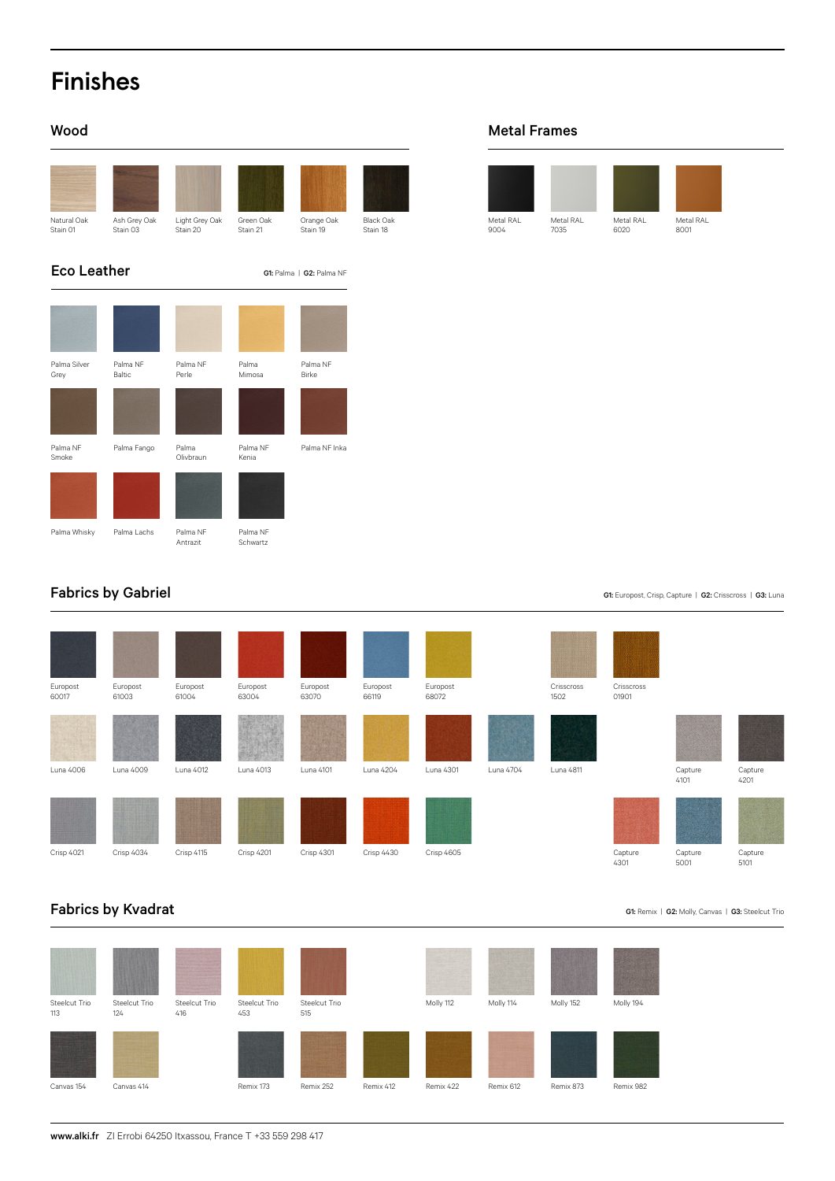# Finishes

## Wood

- Natural Oak Stain 01
- Ash Grey Oak Stain 03
- Light Grey Oak Stain 20
- Green Oak Stain 21
- Orange Oak Stain 19
- Black Oak Stain 18

## Metal Frames

- Metal RAL 9004
- Metal RAL 7035
- Metal RAL 6020
- Metal RAL 8001

## Eco Leather

**G1:** Palma | **G2:** Palma NF

- Palma Silver Grey
- Palma NF Baltic
- Palma NF Perle
- Palma Mimosa
- Palma NF Birke
- Palma NF Smoke
- Palma Fango
- Palma Olivbraun
- Palma NF Kenia
- Palma NF Inka
- Palma Whisky
- Palma Lachs
- Palma NF Antrazit
- Palma NF Schwartz

## Fabrics by Gabriel

**G1:** Europost, Crisp, Capture | **G2:** Crisscross | **G3:** Luna

- Europost 60017
- Europost 61003
- Europost 61004
- Europost 63004
- Europost 63070
- Europost 66119
- Europost 68072
- Crisscross 1502
- Crisscross 01901
- Luna 4006
- Luna 4009
- Luna 4012
- Luna 4013
- Luna 4101
- Luna 4204
- Luna 4301
- Luna 4704
- Luna 4811
- Capture 4101
- Capture 4201
- Crisp 4021
- Crisp 4034
- Crisp 4115
- Crisp 4201
- Crisp 4301
- Crisp 4430
- Crisp 4605
- Capture 4301
- Capture 5001
- Capture 5101

## Fabrics by Kvadrat

**G1:** Remix | **G2:** Molly, Canvas | **G3:** Steelcut Trio

- Steelcut Trio 113
- Steelcut Trio 124
- Steelcut Trio 416
- Steelcut Trio 453
- Steelcut Trio 515
- Molly 112
- Molly 114
- Molly 152
- Molly 194
- Canvas 154
- Canvas 414
- Remix 173
- Remix 252
- Remix 412
- Remix 422
- Remix 612
- Remix 873
- Remix 982

**www.alki.fr** ZI Errobi 64250 Itxassou, France T +33 559 298 417